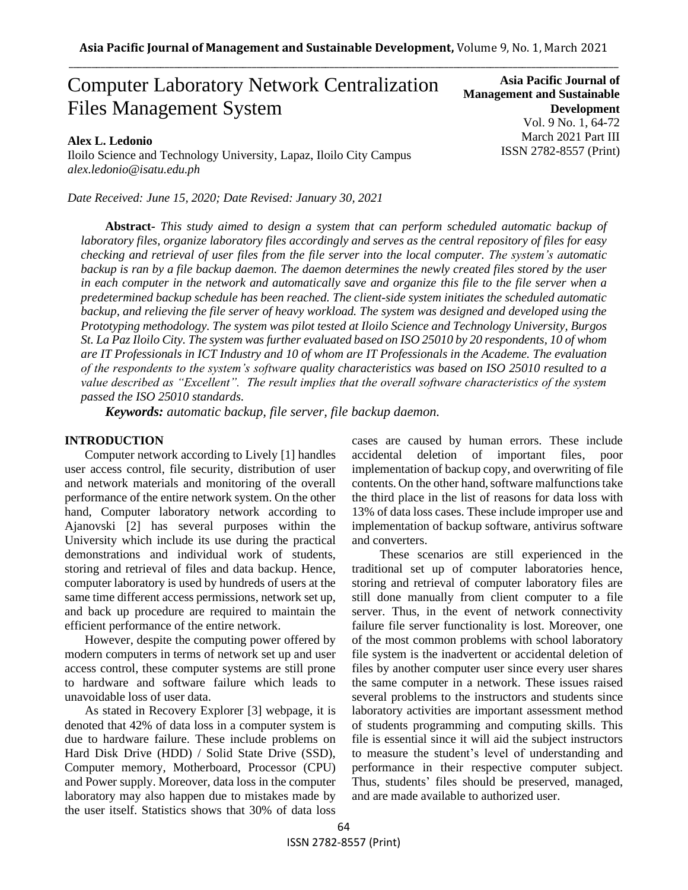# Computer Laboratory Network Centralization Files Management System

**Asia Pacific Journal of Management and Sustainable Development**
Vol. 9 No. 1, 64-72
March 2021 Part III
ISSN 2782-8557 (Print)

**Alex L. Ledonio**
Iloilo Science and Technology University, Lapaz, Iloilo City Campus
*alex.ledonio@isatu.edu.ph*

*Date Received: June 15, 2020; Date Revised: January 30, 2021*

**Abstract-** *This study aimed to design a system that can perform scheduled automatic backup of laboratory files, organize laboratory files accordingly and serves as the central repository of files for easy checking and retrieval of user files from the file server into the local computer. The system's automatic backup is ran by a file backup daemon. The daemon determines the newly created files stored by the user in each computer in the network and automatically save and organize this file to the file server when a predetermined backup schedule has been reached. The client-side system initiates the scheduled automatic backup, and relieving the file server of heavy workload. The system was designed and developed using the Prototyping methodology. The system was pilot tested at Iloilo Science and Technology University, Burgos St. La Paz Iloilo City. The system was further evaluated based on ISO 25010 by 20 respondents, 10 of whom are IT Professionals in ICT Industry and 10 of whom are IT Professionals in the Academe. The evaluation of the respondents to the system's software quality characteristics was based on ISO 25010 resulted to a value described as "Excellent". The result implies that the overall software characteristics of the system passed the ISO 25010 standards.*

***Keywords:*** *automatic backup, file server, file backup daemon.*

## INTRODUCTION

Computer network according to Lively [1] handles user access control, file security, distribution of user and network materials and monitoring of the overall performance of the entire network system. On the other hand, Computer laboratory network according to Ajanovski [2] has several purposes within the University which include its use during the practical demonstrations and individual work of students, storing and retrieval of files and data backup. Hence, computer laboratory is used by hundreds of users at the same time different access permissions, network set up, and back up procedure are required to maintain the efficient performance of the entire network.

However, despite the computing power offered by modern computers in terms of network set up and user access control, these computer systems are still prone to hardware and software failure which leads to unavoidable loss of user data.

As stated in Recovery Explorer [3] webpage, it is denoted that 42% of data loss in a computer system is due to hardware failure. These include problems on Hard Disk Drive (HDD) / Solid State Drive (SSD), Computer memory, Motherboard, Processor (CPU) and Power supply. Moreover, data loss in the computer laboratory may also happen due to mistakes made by the user itself. Statistics shows that 30% of data loss cases are caused by human errors. These include accidental deletion of important files, poor implementation of backup copy, and overwriting of file contents. On the other hand, software malfunctions take the third place in the list of reasons for data loss with 13% of data loss cases. These include improper use and implementation of backup software, antivirus software and converters.

These scenarios are still experienced in the traditional set up of computer laboratories hence, storing and retrieval of computer laboratory files are still done manually from client computer to a file server. Thus, in the event of network connectivity failure file server functionality is lost. Moreover, one of the most common problems with school laboratory file system is the inadvertent or accidental deletion of files by another computer user since every user shares the same computer in a network. These issues raised several problems to the instructors and students since laboratory activities are important assessment method of students programming and computing skills. This file is essential since it will aid the subject instructors to measure the student's level of understanding and performance in their respective computer subject. Thus, students' files should be preserved, managed, and are made available to authorized user.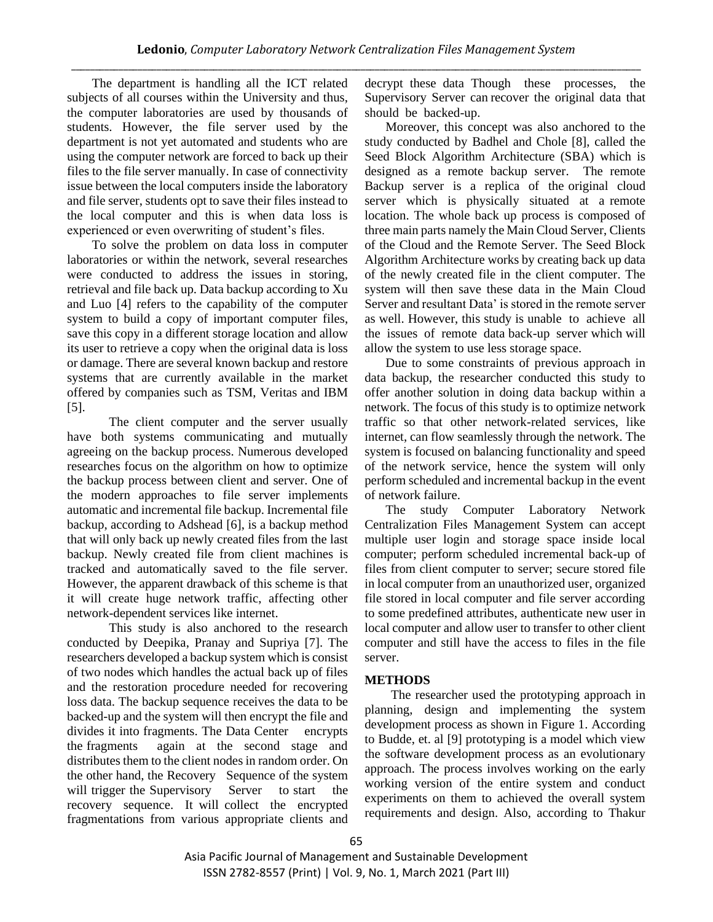The department is handling all the ICT related subjects of all courses within the University and thus, the computer laboratories are used by thousands of students. However, the file server used by the department is not yet automated and students who are using the computer network are forced to back up their files to the file server manually. In case of connectivity issue between the local computers inside the laboratory and file server, students opt to save their files instead to the local computer and this is when data loss is experienced or even overwriting of student's files.

To solve the problem on data loss in computer laboratories or within the network, several researches were conducted to address the issues in storing, retrieval and file back up. Data backup according to Xu and Luo [4] refers to the capability of the computer system to build a copy of important computer files, save this copy in a different storage location and allow its user to retrieve a copy when the original data is loss or damage. There are several known backup and restore systems that are currently available in the market offered by companies such as TSM, Veritas and IBM [5].

The client computer and the server usually have both systems communicating and mutually agreeing on the backup process. Numerous developed researches focus on the algorithm on how to optimize the backup process between client and server. One of the modern approaches to file server implements automatic and incremental file backup. Incremental file backup, according to Adshead [6], is a backup method that will only back up newly created files from the last backup. Newly created file from client machines is tracked and automatically saved to the file server. However, the apparent drawback of this scheme is that it will create huge network traffic, affecting other network-dependent services like internet.

This study is also anchored to the research conducted by Deepika, Pranay and Supriya [7]. The researchers developed a backup system which is consist of two nodes which handles the actual back up of files and the restoration procedure needed for recovering loss data. The backup sequence receives the data to be backed-up and the system will then encrypt the file and divides it into fragments. The Data Center encrypts the fragments again at the second stage and distributes them to the client nodes in random order. On the other hand, the Recovery Sequence of the system will trigger the Supervisory Server to start the recovery sequence. It will collect the encrypted fragmentations from various appropriate clients and decrypt these data Though these processes, the Supervisory Server can recover the original data that should be backed-up.

Moreover, this concept was also anchored to the study conducted by Badhel and Chole [8], called the Seed Block Algorithm Architecture (SBA) which is designed as a remote backup server. The remote Backup server is a replica of the original cloud server which is physically situated at a remote location. The whole back up process is composed of three main parts namely the Main Cloud Server, Clients of the Cloud and the Remote Server. The Seed Block Algorithm Architecture works by creating back up data of the newly created file in the client computer. The system will then save these data in the Main Cloud Server and resultant Data' is stored in the remote server as well. However, this study is unable to achieve all the issues of remote data back-up server which will allow the system to use less storage space.

Due to some constraints of previous approach in data backup, the researcher conducted this study to offer another solution in doing data backup within a network. The focus of this study is to optimize network traffic so that other network-related services, like internet, can flow seamlessly through the network. The system is focused on balancing functionality and speed of the network service, hence the system will only perform scheduled and incremental backup in the event of network failure.

The study Computer Laboratory Network Centralization Files Management System can accept multiple user login and storage space inside local computer; perform scheduled incremental back-up of files from client computer to server; secure stored file in local computer from an unauthorized user, organized file stored in local computer and file server according to some predefined attributes, authenticate new user in local computer and allow user to transfer to other client computer and still have the access to files in the file server.

## METHODS

The researcher used the prototyping approach in planning, design and implementing the system development process as shown in Figure 1. According to Budde, et. al [9] prototyping is a model which view the software development process as an evolutionary approach. The process involves working on the early working version of the entire system and conduct experiments on them to achieved the overall system requirements and design. Also, according to Thakur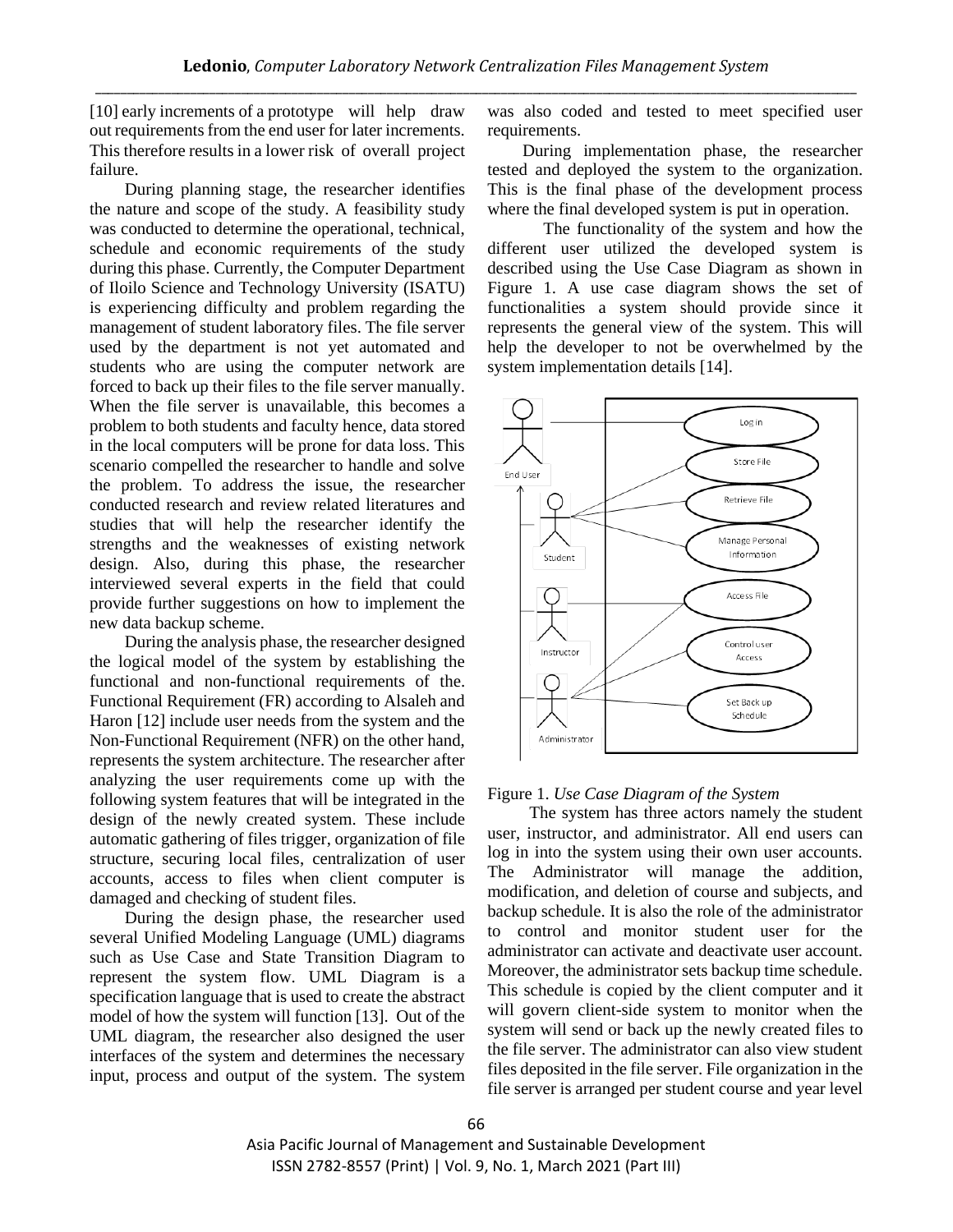[10] early increments of a prototype will help draw out requirements from the end user for later increments. This therefore results in a lower risk of overall project failure.

During planning stage, the researcher identifies the nature and scope of the study. A feasibility study was conducted to determine the operational, technical, schedule and economic requirements of the study during this phase. Currently, the Computer Department of Iloilo Science and Technology University (ISATU) is experiencing difficulty and problem regarding the management of student laboratory files. The file server used by the department is not yet automated and students who are using the computer network are forced to back up their files to the file server manually. When the file server is unavailable, this becomes a problem to both students and faculty hence, data stored in the local computers will be prone for data loss. This scenario compelled the researcher to handle and solve the problem. To address the issue, the researcher conducted research and review related literatures and studies that will help the researcher identify the strengths and the weaknesses of existing network design. Also, during this phase, the researcher interviewed several experts in the field that could provide further suggestions on how to implement the new data backup scheme.

During the analysis phase, the researcher designed the logical model of the system by establishing the functional and non-functional requirements of the. Functional Requirement (FR) according to Alsaleh and Haron [12] include user needs from the system and the Non-Functional Requirement (NFR) on the other hand, represents the system architecture. The researcher after analyzing the user requirements come up with the following system features that will be integrated in the design of the newly created system. These include automatic gathering of files trigger, organization of file structure, securing local files, centralization of user accounts, access to files when client computer is damaged and checking of student files.

During the design phase, the researcher used several Unified Modeling Language (UML) diagrams such as Use Case and State Transition Diagram to represent the system flow. UML Diagram is a specification language that is used to create the abstract model of how the system will function [13]. Out of the UML diagram, the researcher also designed the user interfaces of the system and determines the necessary input, process and output of the system. The system was also coded and tested to meet specified user requirements.

During implementation phase, the researcher tested and deployed the system to the organization. This is the final phase of the development process where the final developed system is put in operation.

The functionality of the system and how the different user utilized the developed system is described using the Use Case Diagram as shown in Figure 1. A use case diagram shows the set of functionalities a system should provide since it represents the general view of the system. This will help the developer to not be overwhelmed by the system implementation details [14].

Figure 1. *Use Case Diagram of the System*

The system has three actors namely the student user, instructor, and administrator. All end users can log in into the system using their own user accounts. The Administrator will manage the addition, modification, and deletion of course and subjects, and backup schedule. It is also the role of the administrator to control and monitor student user for the administrator can activate and deactivate user account. Moreover, the administrator sets backup time schedule. This schedule is copied by the client computer and it will govern client-side system to monitor when the system will send or back up the newly created files to the file server. The administrator can also view student files deposited in the file server. File organization in the file server is arranged per student course and year level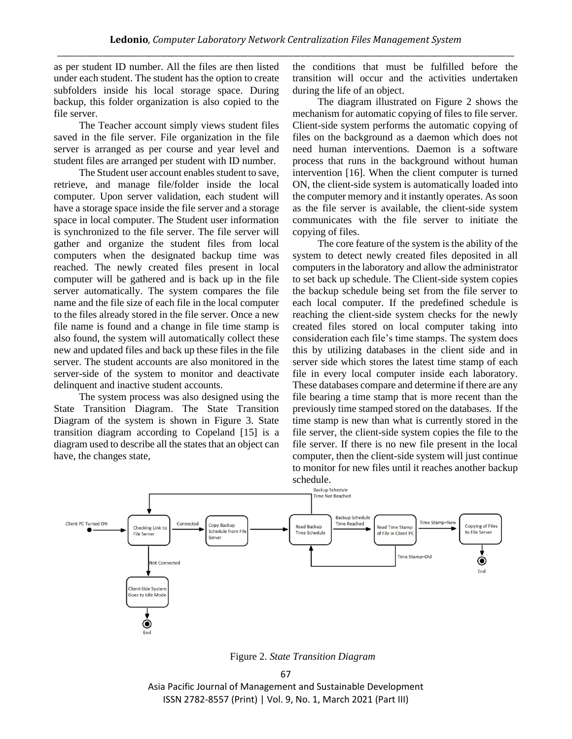as per student ID number. All the files are then listed under each student. The student has the option to create subfolders inside his local storage space. During backup, this folder organization is also copied to the file server.

The Teacher account simply views student files saved in the file server. File organization in the file server is arranged as per course and year level and student files are arranged per student with ID number.

The Student user account enables student to save, retrieve, and manage file/folder inside the local computer. Upon server validation, each student will have a storage space inside the file server and a storage space in local computer. The Student user information is synchronized to the file server. The file server will gather and organize the student files from local computers when the designated backup time was reached. The newly created files present in local computer will be gathered and is back up in the file server automatically. The system compares the file name and the file size of each file in the local computer to the files already stored in the file server. Once a new file name is found and a change in file time stamp is also found, the system will automatically collect these new and updated files and back up these files in the file server. The student accounts are also monitored in the server-side of the system to monitor and deactivate delinquent and inactive student accounts.

The system process was also designed using the State Transition Diagram. The State Transition Diagram of the system is shown in Figure 3. State transition diagram according to Copeland [15] is a diagram used to describe all the states that an object can have, the changes state, the conditions that must be fulfilled before the transition will occur and the activities undertaken during the life of an object.

The diagram illustrated on Figure 2 shows the mechanism for automatic copying of files to file server. Client-side system performs the automatic copying of files on the background as a daemon which does not need human interventions. Daemon is a software process that runs in the background without human intervention [16]. When the client computer is turned ON, the client-side system is automatically loaded into the computer memory and it instantly operates. As soon as the file server is available, the client-side system communicates with the file server to initiate the copying of files.

The core feature of the system is the ability of the system to detect newly created files deposited in all computers in the laboratory and allow the administrator to set back up schedule. The Client-side system copies the backup schedule being set from the file server to each local computer. If the predefined schedule is reaching the client-side system checks for the newly created files stored on local computer taking into consideration each file's time stamps. The system does this by utilizing databases in the client side and in server side which stores the latest time stamp of each file in every local computer inside each laboratory. These databases compare and determine if there are any file bearing a time stamp that is more recent than the previously time stamped stored on the databases. If the time stamp is new than what is currently stored in the file server, the client-side system copies the file to the file server. If there is no new file present in the local computer, then the client-side system will just continue to monitor for new files until it reaches another backup schedule.

Figure 2. *State Transition Diagram*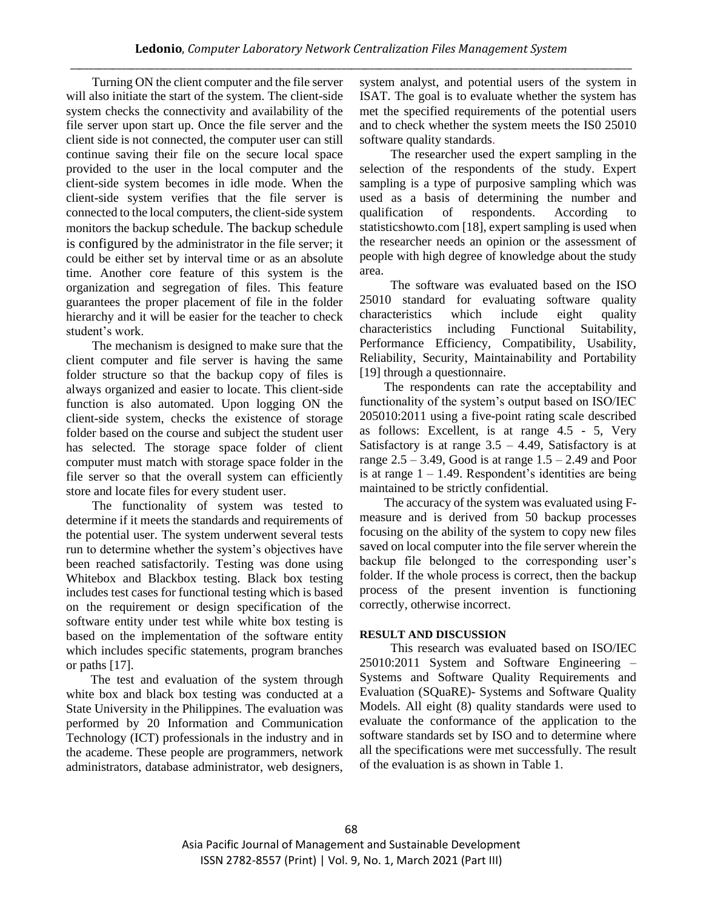Turning ON the client computer and the file server will also initiate the start of the system. The client-side system checks the connectivity and availability of the file server upon start up. Once the file server and the client side is not connected, the computer user can still continue saving their file on the secure local space provided to the user in the local computer and the client-side system becomes in idle mode. When the client-side system verifies that the file server is connected to the local computers, the client-side system monitors the backup schedule. The backup schedule is configured by the administrator in the file server; it could be either set by interval time or as an absolute time. Another core feature of this system is the organization and segregation of files. This feature guarantees the proper placement of file in the folder hierarchy and it will be easier for the teacher to check student's work.

The mechanism is designed to make sure that the client computer and file server is having the same folder structure so that the backup copy of files is always organized and easier to locate. This client-side function is also automated. Upon logging ON the client-side system, checks the existence of storage folder based on the course and subject the student user has selected. The storage space folder of client computer must match with storage space folder in the file server so that the overall system can efficiently store and locate files for every student user.

The functionality of system was tested to determine if it meets the standards and requirements of the potential user. The system underwent several tests run to determine whether the system's objectives have been reached satisfactorily. Testing was done using Whitebox and Blackbox testing. Black box testing includes test cases for functional testing which is based on the requirement or design specification of the software entity under test while white box testing is based on the implementation of the software entity which includes specific statements, program branches or paths [17].

The test and evaluation of the system through white box and black box testing was conducted at a State University in the Philippines. The evaluation was performed by 20 Information and Communication Technology (ICT) professionals in the industry and in the academe. These people are programmers, network administrators, database administrator, web designers, system analyst, and potential users of the system in ISAT. The goal is to evaluate whether the system has met the specified requirements of the potential users and to check whether the system meets the IS0 25010 software quality standards.

The researcher used the expert sampling in the selection of the respondents of the study. Expert sampling is a type of purposive sampling which was used as a basis of determining the number and qualification of respondents. According to statisticshowto.com [18], expert sampling is used when the researcher needs an opinion or the assessment of people with high degree of knowledge about the study area.

The software was evaluated based on the ISO 25010 standard for evaluating software quality characteristics which include eight quality characteristics including Functional Suitability, Performance Efficiency, Compatibility, Usability, Reliability, Security, Maintainability and Portability [19] through a questionnaire.

The respondents can rate the acceptability and functionality of the system's output based on ISO/IEC 205010:2011 using a five-point rating scale described as follows: Excellent, is at range 4.5 - 5, Very Satisfactory is at range 3.5 – 4.49, Satisfactory is at range 2.5 – 3.49, Good is at range 1.5 – 2.49 and Poor is at range 1 – 1.49. Respondent's identities are being maintained to be strictly confidential.

The accuracy of the system was evaluated using F-measure and is derived from 50 backup processes focusing on the ability of the system to copy new files saved on local computer into the file server wherein the backup file belonged to the corresponding user's folder. If the whole process is correct, then the backup process of the present invention is functioning correctly, otherwise incorrect.

## RESULT AND DISCUSSION

This research was evaluated based on ISO/IEC 25010:2011 System and Software Engineering – Systems and Software Quality Requirements and Evaluation (SQuaRE)- Systems and Software Quality Models. All eight (8) quality standards were used to evaluate the conformance of the application to the software standards set by ISO and to determine where all the specifications were met successfully. The result of the evaluation is as shown in Table 1.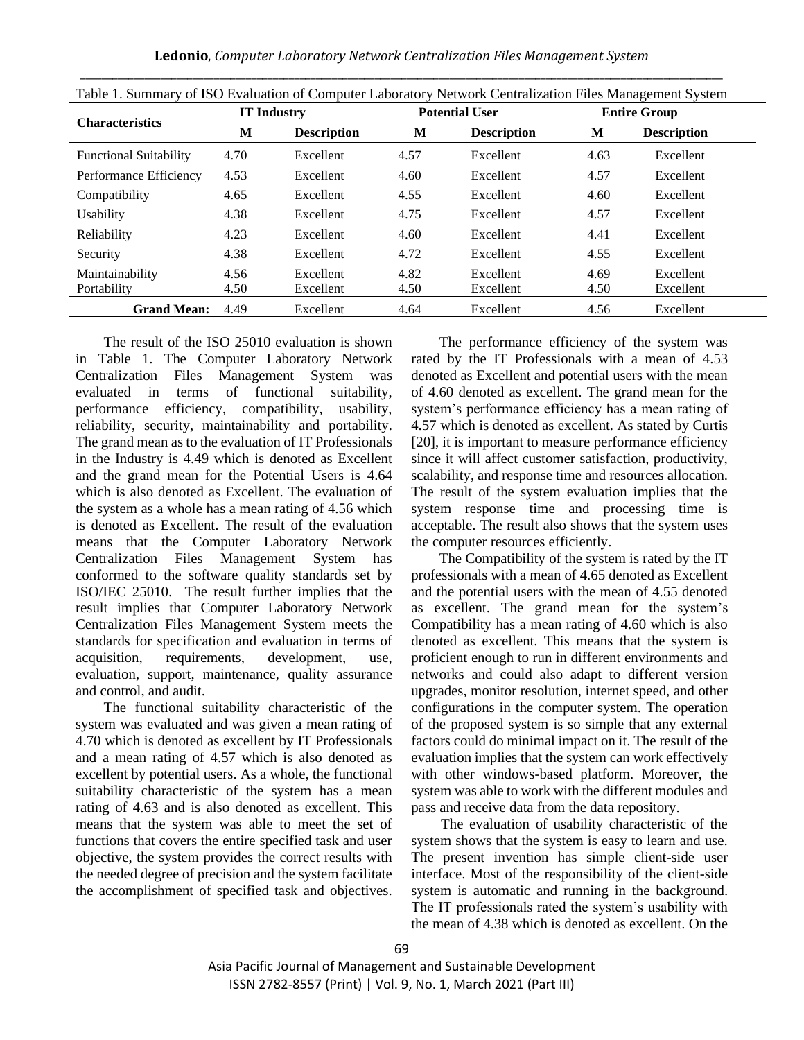Table 1. Summary of ISO Evaluation of Computer Laboratory Network Centralization Files Management System

| Characteristics | IT Industry | | Potential User | | Entire Group | |
|---|---|---|---|---|---|---|
| | M | Description | M | Description | M | Description |
| Functional Suitability | 4.70 | Excellent | 4.57 | Excellent | 4.63 | Excellent |
| Performance Efficiency | 4.53 | Excellent | 4.60 | Excellent | 4.57 | Excellent |
| Compatibility | 4.65 | Excellent | 4.55 | Excellent | 4.60 | Excellent |
| Usability | 4.38 | Excellent | 4.75 | Excellent | 4.57 | Excellent |
| Reliability | 4.23 | Excellent | 4.60 | Excellent | 4.41 | Excellent |
| Security | 4.38 | Excellent | 4.72 | Excellent | 4.55 | Excellent |
| Maintainability | 4.56 | Excellent | 4.82 | Excellent | 4.69 | Excellent |
| Portability | 4.50 | Excellent | 4.50 | Excellent | 4.50 | Excellent |
| **Grand Mean:** | 4.49 | Excellent | 4.64 | Excellent | 4.56 | Excellent |

The result of the ISO 25010 evaluation is shown in Table 1. The Computer Laboratory Network Centralization Files Management System was evaluated in terms of functional suitability, performance efficiency, compatibility, usability, reliability, security, maintainability and portability. The grand mean as to the evaluation of IT Professionals in the Industry is 4.49 which is denoted as Excellent and the grand mean for the Potential Users is 4.64 which is also denoted as Excellent. The evaluation of the system as a whole has a mean rating of 4.56 which is denoted as Excellent. The result of the evaluation means that the Computer Laboratory Network Centralization Files Management System has conformed to the software quality standards set by ISO/IEC 25010. The result further implies that the result implies that Computer Laboratory Network Centralization Files Management System meets the standards for specification and evaluation in terms of acquisition, requirements, development, use, evaluation, support, maintenance, quality assurance and control, and audit.

The functional suitability characteristic of the system was evaluated and was given a mean rating of 4.70 which is denoted as excellent by IT Professionals and a mean rating of 4.57 which is also denoted as excellent by potential users. As a whole, the functional suitability characteristic of the system has a mean rating of 4.63 and is also denoted as excellent. This means that the system was able to meet the set of functions that covers the entire specified task and user objective, the system provides the correct results with the needed degree of precision and the system facilitate the accomplishment of specified task and objectives.

The performance efficiency of the system was rated by the IT Professionals with a mean of 4.53 denoted as Excellent and potential users with the mean of 4.60 denoted as excellent. The grand mean for the system's performance efficiency has a mean rating of 4.57 which is denoted as excellent. As stated by Curtis [20], it is important to measure performance efficiency since it will affect customer satisfaction, productivity, scalability, and response time and resources allocation. The result of the system evaluation implies that the system response time and processing time is acceptable. The result also shows that the system uses the computer resources efficiently.

The Compatibility of the system is rated by the IT professionals with a mean of 4.65 denoted as Excellent and the potential users with the mean of 4.55 denoted as excellent. The grand mean for the system's Compatibility has a mean rating of 4.60 which is also denoted as excellent. This means that the system is proficient enough to run in different environments and networks and could also adapt to different version upgrades, monitor resolution, internet speed, and other configurations in the computer system. The operation of the proposed system is so simple that any external factors could do minimal impact on it. The result of the evaluation implies that the system can work effectively with other windows-based platform. Moreover, the system was able to work with the different modules and pass and receive data from the data repository.

The evaluation of usability characteristic of the system shows that the system is easy to learn and use. The present invention has simple client-side user interface. Most of the responsibility of the client-side system is automatic and running in the background. The IT professionals rated the system's usability with the mean of 4.38 which is denoted as excellent. On the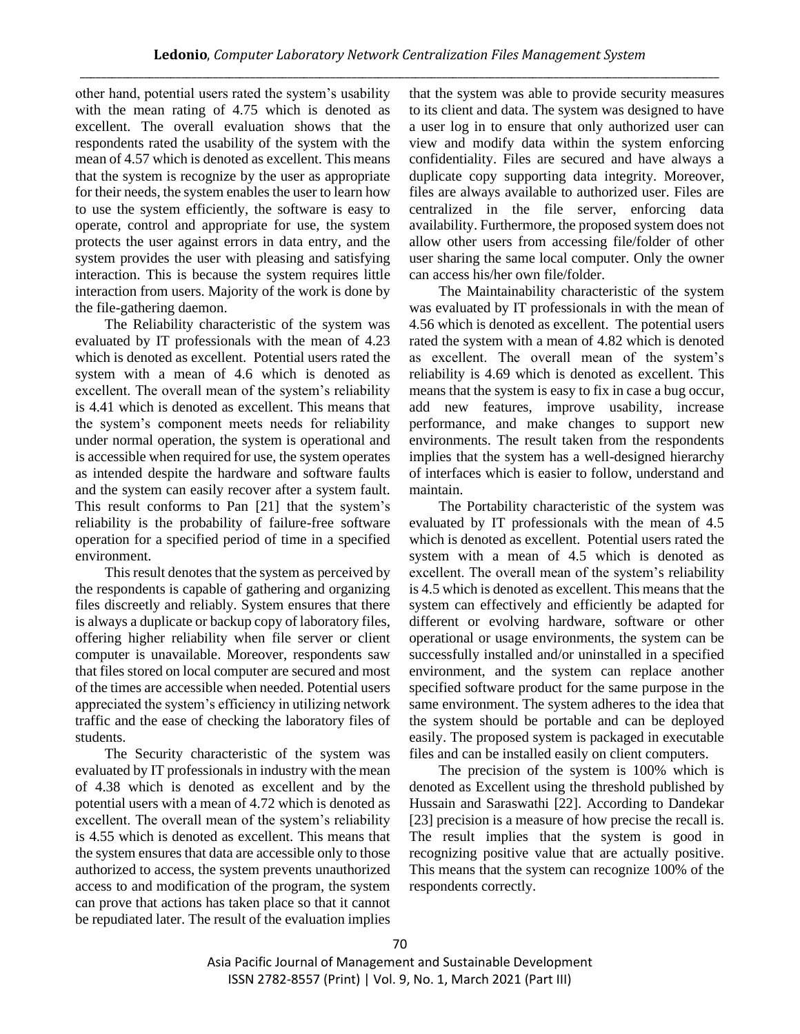other hand, potential users rated the system's usability with the mean rating of 4.75 which is denoted as excellent. The overall evaluation shows that the respondents rated the usability of the system with the mean of 4.57 which is denoted as excellent. This means that the system is recognize by the user as appropriate for their needs, the system enables the user to learn how to use the system efficiently, the software is easy to operate, control and appropriate for use, the system protects the user against errors in data entry, and the system provides the user with pleasing and satisfying interaction. This is because the system requires little interaction from users. Majority of the work is done by the file-gathering daemon.

The Reliability characteristic of the system was evaluated by IT professionals with the mean of 4.23 which is denoted as excellent. Potential users rated the system with a mean of 4.6 which is denoted as excellent. The overall mean of the system's reliability is 4.41 which is denoted as excellent. This means that the system's component meets needs for reliability under normal operation, the system is operational and is accessible when required for use, the system operates as intended despite the hardware and software faults and the system can easily recover after a system fault. This result conforms to Pan [21] that the system's reliability is the probability of failure-free software operation for a specified period of time in a specified environment.

This result denotes that the system as perceived by the respondents is capable of gathering and organizing files discreetly and reliably. System ensures that there is always a duplicate or backup copy of laboratory files, offering higher reliability when file server or client computer is unavailable. Moreover, respondents saw that files stored on local computer are secured and most of the times are accessible when needed. Potential users appreciated the system's efficiency in utilizing network traffic and the ease of checking the laboratory files of students.

The Security characteristic of the system was evaluated by IT professionals in industry with the mean of 4.38 which is denoted as excellent and by the potential users with a mean of 4.72 which is denoted as excellent. The overall mean of the system's reliability is 4.55 which is denoted as excellent. This means that the system ensures that data are accessible only to those authorized to access, the system prevents unauthorized access to and modification of the program, the system can prove that actions has taken place so that it cannot be repudiated later. The result of the evaluation implies that the system was able to provide security measures to its client and data. The system was designed to have a user log in to ensure that only authorized user can view and modify data within the system enforcing confidentiality. Files are secured and have always a duplicate copy supporting data integrity. Moreover, files are always available to authorized user. Files are centralized in the file server, enforcing data availability. Furthermore, the proposed system does not allow other users from accessing file/folder of other user sharing the same local computer. Only the owner can access his/her own file/folder.

The Maintainability characteristic of the system was evaluated by IT professionals in with the mean of 4.56 which is denoted as excellent. The potential users rated the system with a mean of 4.82 which is denoted as excellent. The overall mean of the system's reliability is 4.69 which is denoted as excellent. This means that the system is easy to fix in case a bug occur, add new features, improve usability, increase performance, and make changes to support new environments. The result taken from the respondents implies that the system has a well-designed hierarchy of interfaces which is easier to follow, understand and maintain.

The Portability characteristic of the system was evaluated by IT professionals with the mean of 4.5 which is denoted as excellent. Potential users rated the system with a mean of 4.5 which is denoted as excellent. The overall mean of the system's reliability is 4.5 which is denoted as excellent. This means that the system can effectively and efficiently be adapted for different or evolving hardware, software or other operational or usage environments, the system can be successfully installed and/or uninstalled in a specified environment, and the system can replace another specified software product for the same purpose in the same environment. The system adheres to the idea that the system should be portable and can be deployed easily. The proposed system is packaged in executable files and can be installed easily on client computers.

The precision of the system is 100% which is denoted as Excellent using the threshold published by Hussain and Saraswathi [22]. According to Dandekar [23] precision is a measure of how precise the recall is. The result implies that the system is good in recognizing positive value that are actually positive. This means that the system can recognize 100% of the respondents correctly.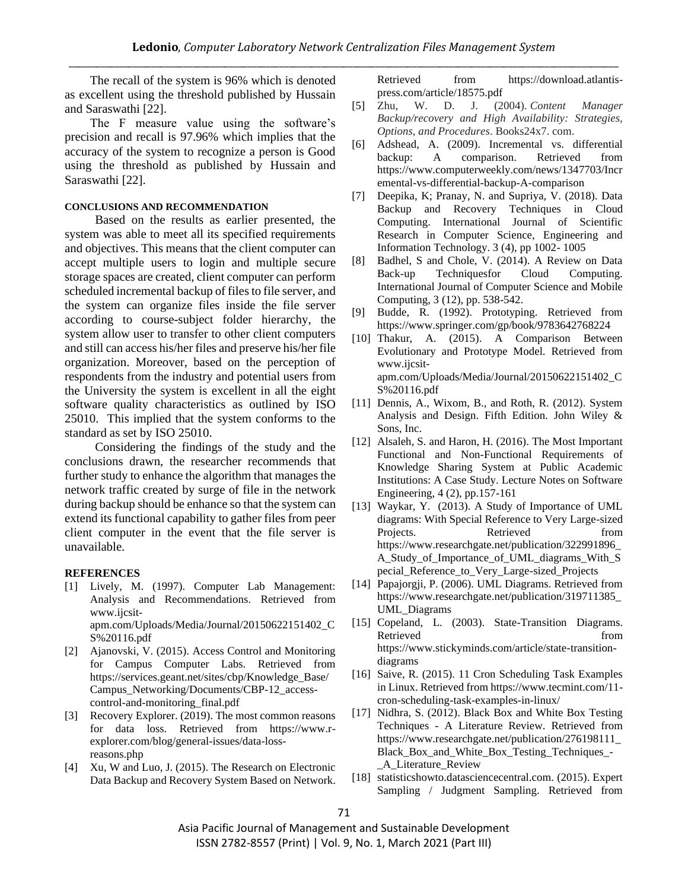The recall of the system is 96% which is denoted as excellent using the threshold published by Hussain and Saraswathi [22].

The F measure value using the software's precision and recall is 97.96% which implies that the accuracy of the system to recognize a person is Good using the threshold as published by Hussain and Saraswathi [22].

## CONCLUSIONS AND RECOMMENDATION

Based on the results as earlier presented, the system was able to meet all its specified requirements and objectives. This means that the client computer can accept multiple users to login and multiple secure storage spaces are created, client computer can perform scheduled incremental backup of files to file server, and the system can organize files inside the file server according to course-subject folder hierarchy, the system allow user to transfer to other client computers and still can access his/her files and preserve his/her file organization. Moreover, based on the perception of respondents from the industry and potential users from the University the system is excellent in all the eight software quality characteristics as outlined by ISO 25010. This implied that the system conforms to the standard as set by ISO 25010.

Considering the findings of the study and the conclusions drawn, the researcher recommends that further study to enhance the algorithm that manages the network traffic created by surge of file in the network during backup should be enhance so that the system can extend its functional capability to gather files from peer client computer in the event that the file server is unavailable.

## REFERENCES

[1] Lively, M. (1997). Computer Lab Management: Analysis and Recommendations. Retrieved from www.ijcsit-apm.com/Uploads/Media/Journal/20150622151402_CS%20116.pdf

[2] Ajanovski, V. (2015). Access Control and Monitoring for Campus Computer Labs. Retrieved from https://services.geant.net/sites/cbp/Knowledge_Base/Campus_Networking/Documents/CBP-12_access-control-and-monitoring_final.pdf

[3] Recovery Explorer. (2019). The most common reasons for data loss. Retrieved from https://www.r-explorer.com/blog/general-issues/data-loss-reasons.php

[4] Xu, W and Luo, J. (2015). The Research on Electronic Data Backup and Recovery System Based on Network. Retrieved from https://download.atlantis-press.com/article/18575.pdf

[5] Zhu, W. D. J. (2004). *Content Manager Backup/recovery and High Availability: Strategies, Options, and Procedures*. Books24x7. com.

[6] Adshead, A. (2009). Incremental vs. differential backup: A comparison. Retrieved from https://www.computerweekly.com/news/1347703/Incremental-vs-differential-backup-A-comparison

[7] Deepika, K; Pranay, N. and Supriya, V. (2018). Data Backup and Recovery Techniques in Cloud Computing. International Journal of Scientific Research in Computer Science, Engineering and Information Technology. 3 (4), pp 1002- 1005

[8] Badhel, S and Chole, V. (2014). A Review on Data Back-up Techniquesfor Cloud Computing. International Journal of Computer Science and Mobile Computing, 3 (12), pp. 538-542.

[9] Budde, R. (1992). Prototyping. Retrieved from https://www.springer.com/gp/book/9783642768224

[10] Thakur, A. (2015). A Comparison Between Evolutionary and Prototype Model. Retrieved from www.ijcsit-apm.com/Uploads/Media/Journal/20150622151402_CS%20116.pdf

[11] Dennis, A., Wixom, B., and Roth, R. (2012). System Analysis and Design. Fifth Edition. John Wiley & Sons, Inc.

[12] Alsaleh, S. and Haron, H. (2016). The Most Important Functional and Non-Functional Requirements of Knowledge Sharing System at Public Academic Institutions: A Case Study. Lecture Notes on Software Engineering, 4 (2), pp.157-161

[13] Waykar, Y. (2013). A Study of Importance of UML diagrams: With Special Reference to Very Large-sized Projects. Retrieved from https://www.researchgate.net/publication/322991896_A_Study_of_Importance_of_UML_diagrams_With_Special_Reference_to_Very_Large-sized_Projects

[14] Papajorgji, P. (2006). UML Diagrams. Retrieved from https://www.researchgate.net/publication/319711385_UML_Diagrams

[15] Copeland, L. (2003). State-Transition Diagrams. Retrieved from https://www.stickyminds.com/article/state-transition-diagrams

[16] Saive, R. (2015). 11 Cron Scheduling Task Examples in Linux. Retrieved from https://www.tecmint.com/11-cron-scheduling-task-examples-in-linux/

[17] Nidhra, S. (2012). Black Box and White Box Testing Techniques - A Literature Review. Retrieved from https://www.researchgate.net/publication/276198111_Black_Box_and_White_Box_Testing_Techniques_-_A_Literature_Review

[18] statisticshowto.datasciencecentral.com. (2015). Expert Sampling / Judgment Sampling. Retrieved from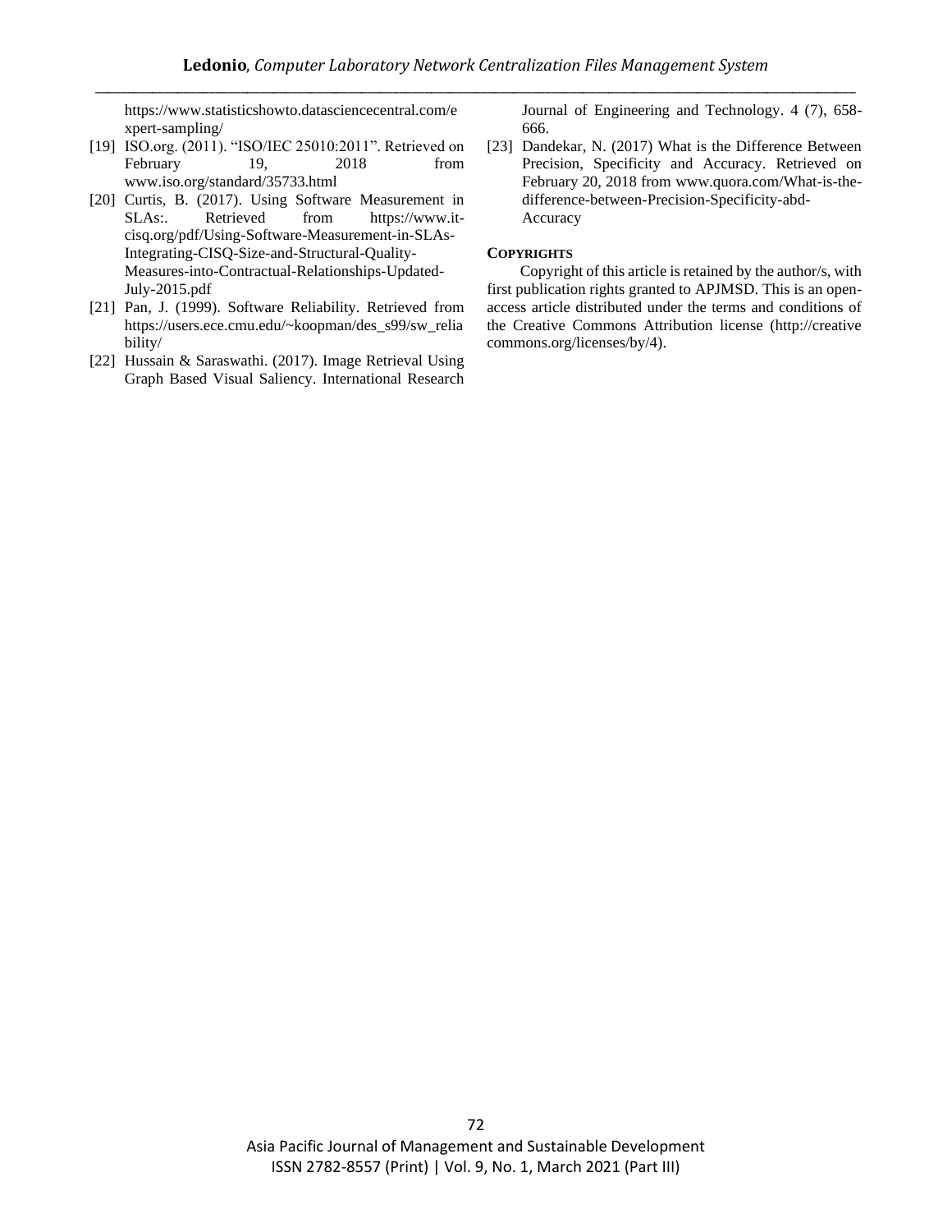https://www.statisticshowto.datasciencecentral.com/expert-sampling/

[19] ISO.org. (2011). "ISO/IEC 25010:2011". Retrieved on February 19, 2018 from www.iso.org/standard/35733.html

[20] Curtis, B. (2017). Using Software Measurement in SLAs:. Retrieved from https://www.it-cisq.org/pdf/Using-Software-Measurement-in-SLAs-Integrating-CISQ-Size-and-Structural-Quality-Measures-into-Contractual-Relationships-Updated-July-2015.pdf

[21] Pan, J. (1999). Software Reliability. Retrieved from https://users.ece.cmu.edu/~koopman/des_s99/sw_reliability/

[22] Hussain & Saraswathi. (2017). Image Retrieval Using Graph Based Visual Saliency. International Research Journal of Engineering and Technology. 4 (7), 658-666.

[23] Dandekar, N. (2017) What is the Difference Between Precision, Specificity and Accuracy. Retrieved on February 20, 2018 from www.quora.com/What-is-the-difference-between-Precision-Specificity-abd-Accuracy

## COPYRIGHTS

Copyright of this article is retained by the author/s, with first publication rights granted to APJMSD. This is an open-access article distributed under the terms and conditions of the Creative Commons Attribution license (http://creativecommons.org/licenses/by/4).